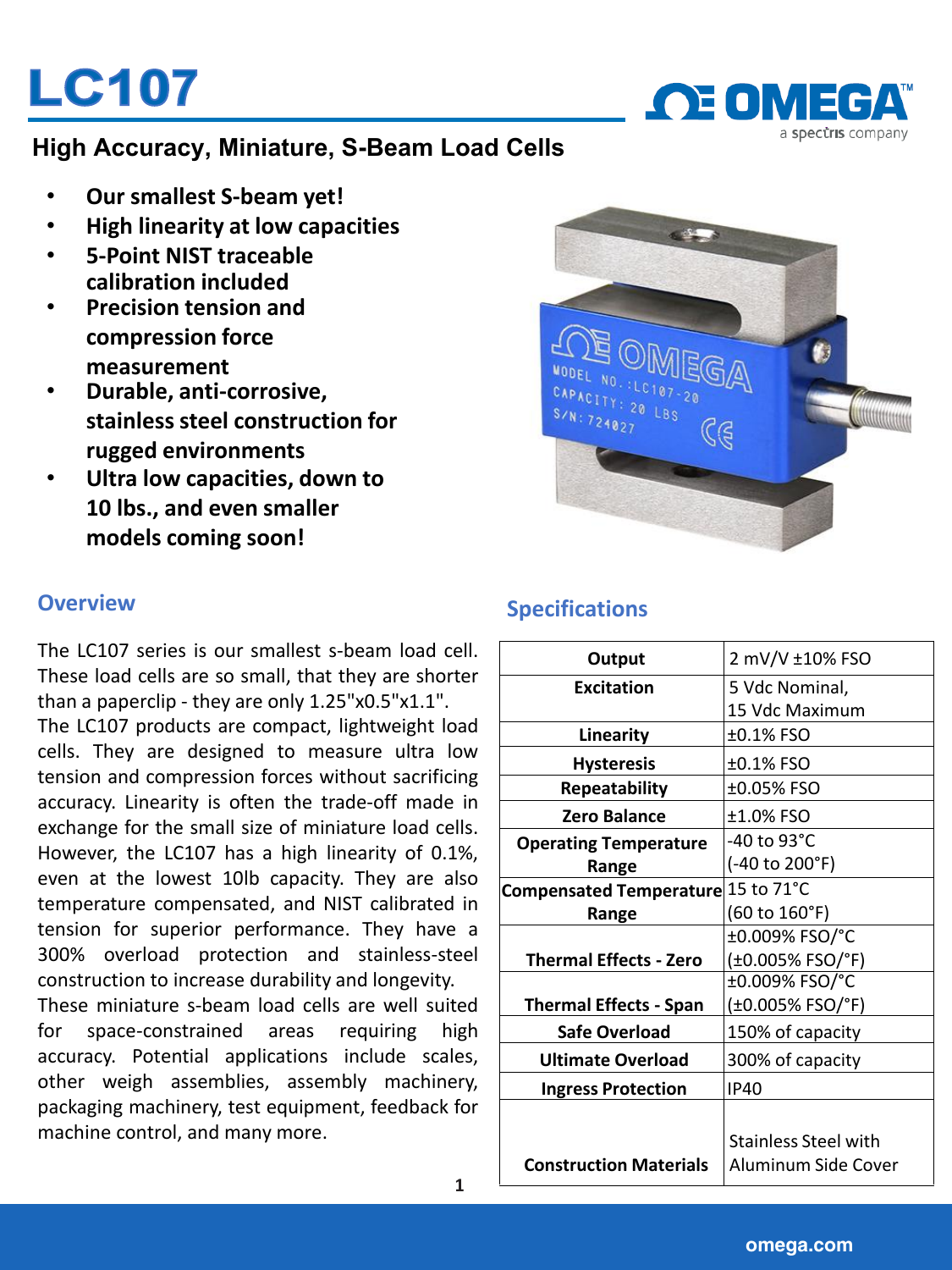# LC107

## High Accuracy, Miniature, S-Beam Load Cells

- **Our smallest S-beam yet!**
- **High linearity at low capacities**
- **5-Point NIST traceable calibration included**
- **Precision tension and compression force measurement**
- **Durable, anti-corrosive, stainless steel construction for rugged environments**
- **Ultra low capacities, down to 10 lbs., and even smaller models coming soon!**

### Overview

The LC107 series is our smallest s-beam load cell. These load cells are so small, that they are shorter than a paperclip - they are only 1.25"x0.5"x1.1". The LC107 products are compact, lightweight load cells. They are designed to measure ultra low tension and compression forces without sacrificing accuracy. Linearity is often the trade-off made in exchange for the small size of miniature load cells. However, the LC107 has a high linearity of 0.1%, even at the lowest 10lb capacity. They are also temperature compensated, and NIST calibrated in tension for superior performance. They have a 300% overload protection and stainless-steel construction to increase durability and longevity. These miniature s-beam load cells are well suited for space-constrained areas requiring high accuracy. Potential applications include scales, other weigh assemblies, assembly machinery, packaging machinery, test equipment, feedback for machine control, and many more.

### Specifications

| | |
|---|---|
| **Output** | 2 mV/V ±10% FSO |
| **Excitation** | 5 Vdc Nominal, 15 Vdc Maximum |
| **Linearity** | ±0.1% FSO |
| **Hysteresis** | ±0.1% FSO |
| **Repeatability** | ±0.05% FSO |
| **Zero Balance** | ±1.0% FSO |
| **Operating Temperature Range** | -40 to 93°C (-40 to 200°F) |
| **Compensated Temperature Range** | 15 to 71°C (60 to 160°F) |
| **Thermal Effects - Zero** | ±0.009% FSO/°C (±0.005% FSO/°F) |
| **Thermal Effects - Span** | ±0.009% FSO/°C (±0.005% FSO/°F) |
| **Safe Overload** | 150% of capacity |
| **Ultimate Overload** | 300% of capacity |
| **Ingress Protection** | IP40 |
| **Construction Materials** | Stainless Steel with Aluminum Side Cover |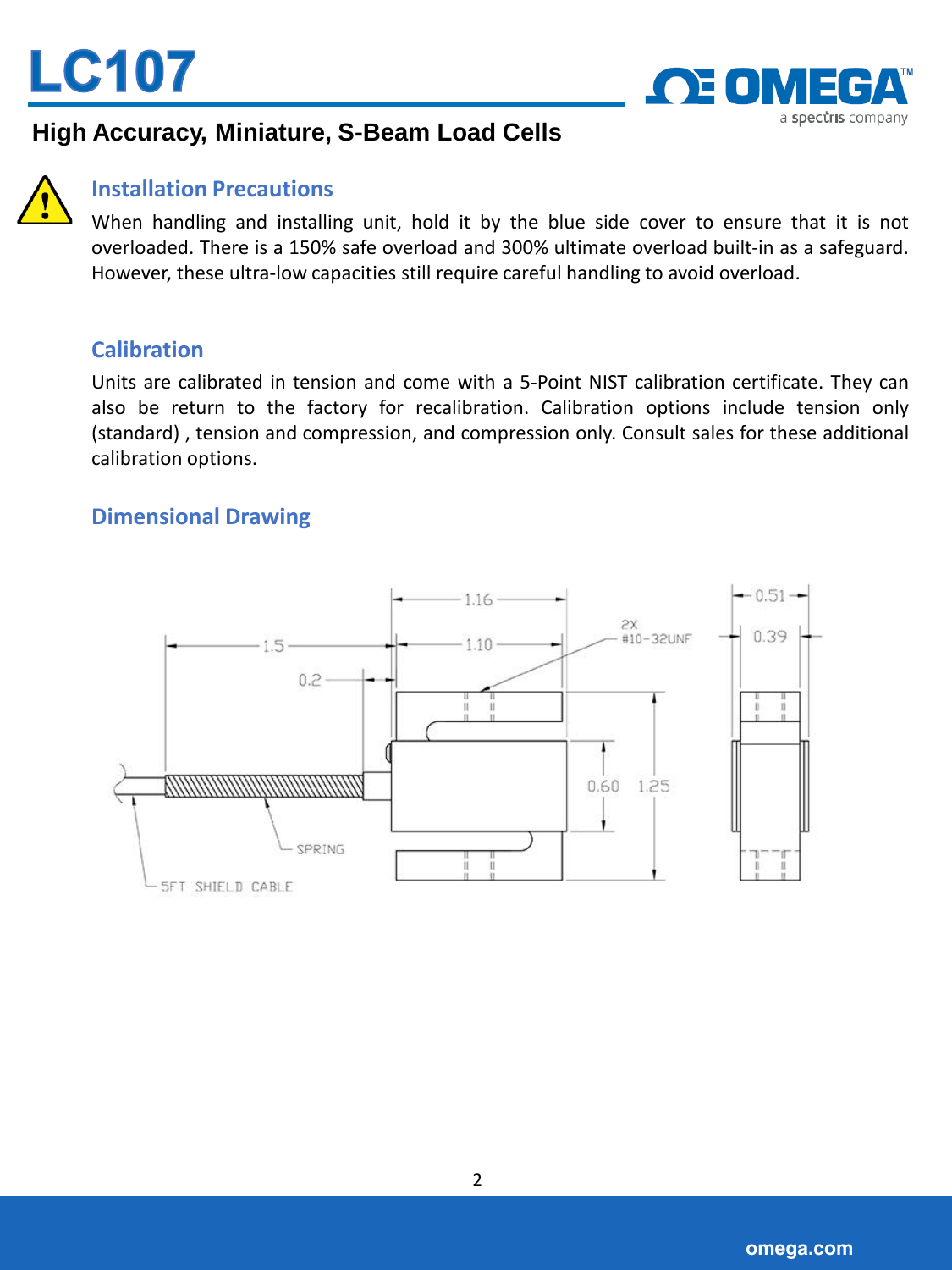# LC107

## High Accuracy, Miniature, S-Beam Load Cells

### Installation Precautions

When handling and installing unit, hold it by the blue side cover to ensure that it is not overloaded. There is a 150% safe overload and 300% ultimate overload built-in as a safeguard. However, these ultra-low capacities still require careful handling to avoid overload.

### Calibration

Units are calibrated in tension and come with a 5-Point NIST calibration certificate. They can also be return to the factory for recalibration. Calibration options include tension only (standard) , tension and compression, and compression only. Consult sales for these additional calibration options.

### Dimensional Drawing

1.16
1.5
1.10
2X
#10-32UNF
0.51
0.39
0.2
0.60
1.25
SPRING
5FT SHIELD CABLE